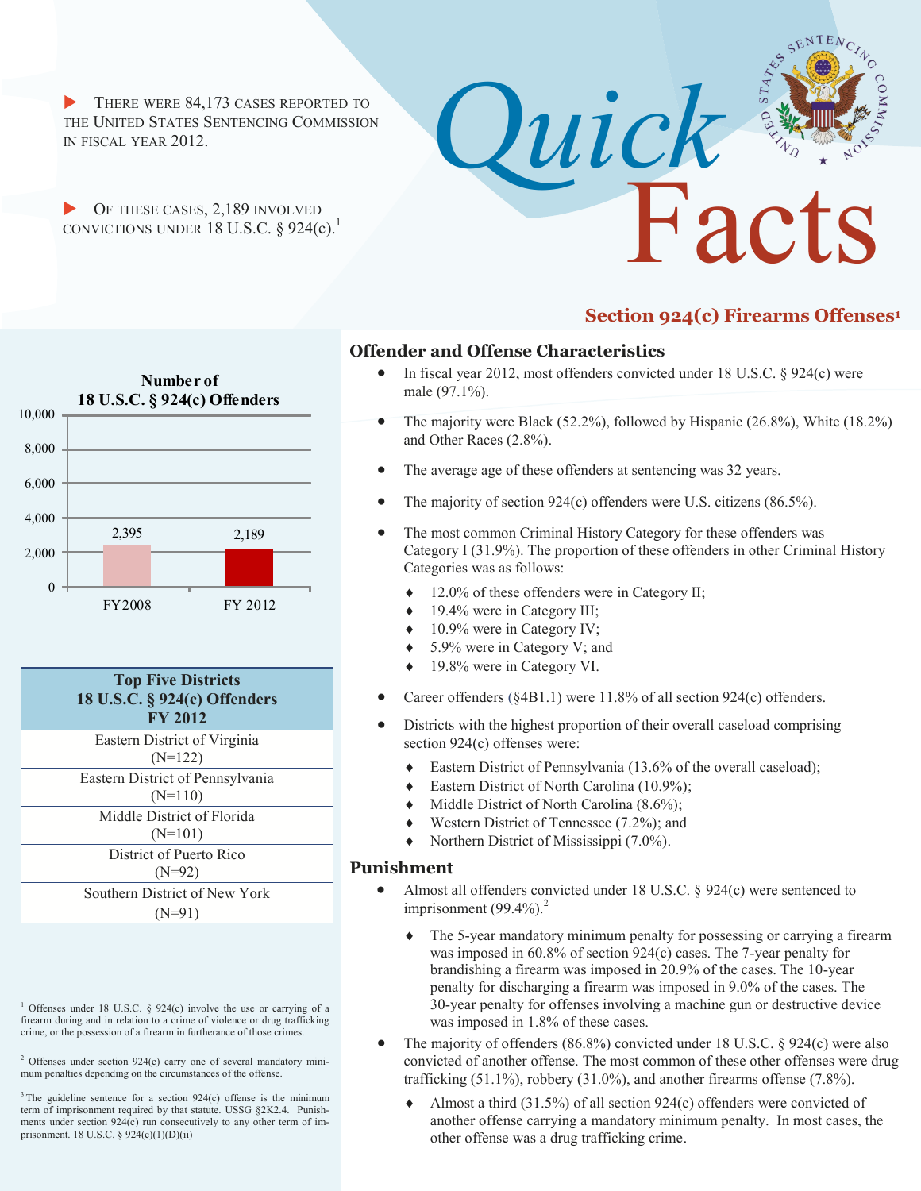# Quick Facts

## Section 924(c) Firearms Offenses[1]

- There were 84,173 cases reported to the United States Sentencing Commission in fiscal year 2012.
- Of these cases, 2,189 involved convictions under 18 U.S.C. § 924(c).[1]

**Number of 18 U.S.C. § 924(c) Offenders**

| | FY2008 | FY 2012 |
|---|---|---|
| Number of Offenders | 2,395 | 2,189 |

| Top Five Districts 18 U.S.C. § 924(c) Offenders FY 2012 |
|---|
| Eastern District of Virginia (N=122) |
| Eastern District of Pennsylvania (N=110) |
| Middle District of Florida (N=101) |
| District of Puerto Rico (N=92) |
| Southern District of New York (N=91) |

### Offender and Offense Characteristics

- In fiscal year 2012, most offenders convicted under 18 U.S.C. § 924(c) were male (97.1%).
- The majority were Black (52.2%), followed by Hispanic (26.8%), White (18.2%) and Other Races (2.8%).
- The average age of these offenders at sentencing was 32 years.
- The majority of section 924(c) offenders were U.S. citizens (86.5%).
- The most common Criminal History Category for these offenders was Category I (31.9%). The proportion of these offenders in other Criminal History Categories was as follows:
  - 12.0% of these offenders were in Category II;
  - 19.4% were in Category III;
  - 10.9% were in Category IV;
  - 5.9% were in Category V; and
  - 19.8% were in Category VI.
- Career offenders (§4B1.1) were 11.8% of all section 924(c) offenders.
- Districts with the highest proportion of their overall caseload comprising section 924(c) offenses were:
  - Eastern District of Pennsylvania (13.6% of the overall caseload);
  - Eastern District of North Carolina (10.9%);
  - Middle District of North Carolina (8.6%);
  - Western District of Tennessee (7.2%); and
  - Northern District of Mississippi (7.0%).

### Punishment

- Almost all offenders convicted under 18 U.S.C. § 924(c) were sentenced to imprisonment (99.4%).[2]
  - The 5-year mandatory minimum penalty for possessing or carrying a firearm was imposed in 60.8% of section 924(c) cases. The 7-year penalty for brandishing a firearm was imposed in 20.9% of the cases. The 10-year penalty for discharging a firearm was imposed in 9.0% of the cases. The 30-year penalty for offenses involving a machine gun or destructive device was imposed in 1.8% of these cases.
- The majority of offenders (86.8%) convicted under 18 U.S.C. § 924(c) were also convicted of another offense. The most common of these other offenses were drug trafficking (51.1%), robbery (31.0%), and another firearms offense (7.8%).
  - Almost a third (31.5%) of all section 924(c) offenders were convicted of another offense carrying a mandatory minimum penalty. In most cases, the other offense was a drug trafficking crime.

---

[1] Offenses under 18 U.S.C. § 924(c) involve the use or carrying of a firearm during and in relation to a crime of violence or drug trafficking crime, or the possession of a firearm in furtherance of those crimes.

[2] Offenses under section 924(c) carry one of several mandatory minimum penalties depending on the circumstances of the offense.

[3] The guideline sentence for a section 924(c) offense is the minimum term of imprisonment required by that statute. USSG §2K2.4. Punishments under section 924(c) run consecutively to any other term of imprisonment. 18 U.S.C. § 924(c)(1)(D)(ii)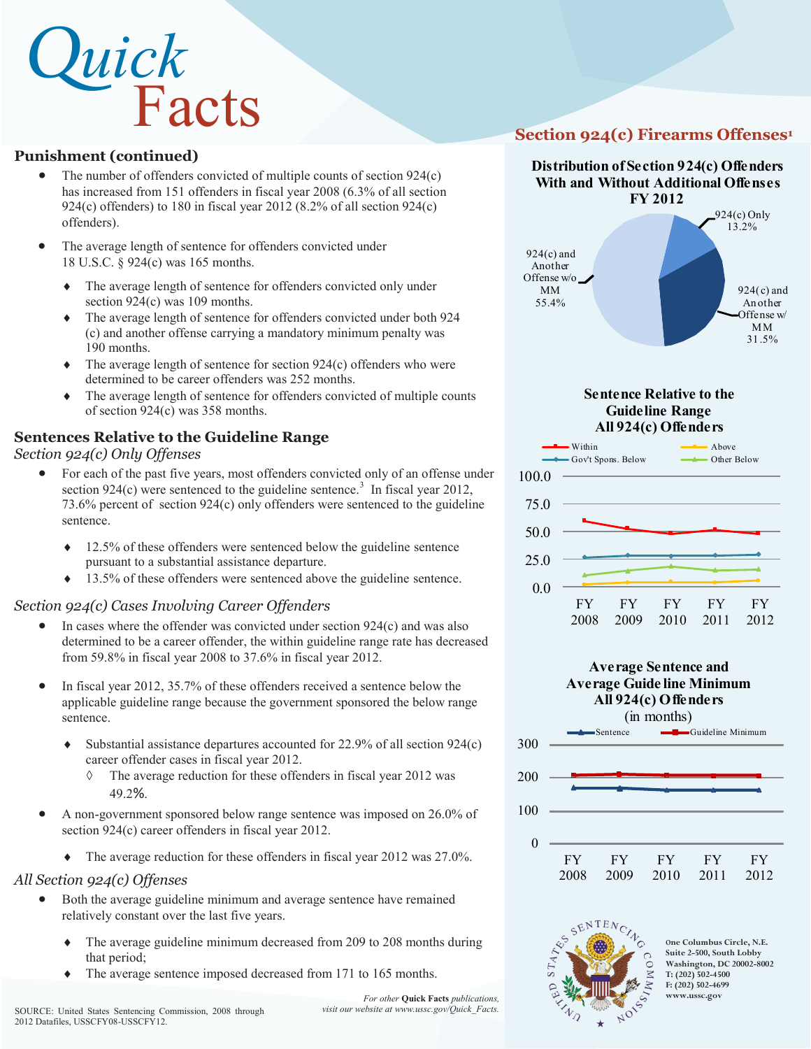# Quick Facts

## Section 924(c) Firearms Offenses[1]

## Punishment (continued)

- The number of offenders convicted of multiple counts of section 924(c) has increased from 151 offenders in fiscal year 2008 (6.3% of all section 924(c) offenders) to 180 in fiscal year 2012 (8.2% of all section 924(c) offenders).
- The average length of sentence for offenders convicted under 18 U.S.C. § 924(c) was 165 months.
    - The average length of sentence for offenders convicted only under section 924(c) was 109 months.
    - The average length of sentence for offenders convicted under both 924 (c) and another offense carrying a mandatory minimum penalty was 190 months.
    - The average length of sentence for section 924(c) offenders who were determined to be career offenders was 252 months.
    - The average length of sentence for offenders convicted of multiple counts of section 924(c) was 358 months.

## Sentences Relative to the Guideline Range

### *Section 924(c) Only Offenses*

- For each of the past five years, most offenders convicted only of an offense under section 924(c) were sentenced to the guideline sentence.[3] In fiscal year 2012, 73.6% percent of section 924(c) only offenders were sentenced to the guideline sentence.
    - 12.5% of these offenders were sentenced below the guideline sentence pursuant to a substantial assistance departure.
    - 13.5% of these offenders were sentenced above the guideline sentence.

### *Section 924(c) Cases Involving Career Offenders*

- In cases where the offender was convicted under section 924(c) and was also determined to be a career offender, the within guideline range rate has decreased from 59.8% in fiscal year 2008 to 37.6% in fiscal year 2012.
- In fiscal year 2012, 35.7% of these offenders received a sentence below the applicable guideline range because the government sponsored the below range sentence.
    - Substantial assistance departures accounted for 22.9% of all section 924(c) career offender cases in fiscal year 2012.
        - The average reduction for these offenders in fiscal year 2012 was 49.2%.
- A non-government sponsored below range sentence was imposed on 26.0% of section 924(c) career offenders in fiscal year 2012.
    - The average reduction for these offenders in fiscal year 2012 was 27.0%.

### *All Section 924(c) Offenses*

- Both the average guideline minimum and average sentence have remained relatively constant over the last five years.
    - The average guideline minimum decreased from 209 to 208 months during that period;
    - The average sentence imposed decreased from 171 to 165 months.

SOURCE: United States Sentencing Commission, 2008 through 2012 Datafiles, USSCFY08-USSCFY12.

*For other* **Quick Facts** *publications, visit our website at www.ussc.gov/Quick_Facts.*

**Distribution of Section 924(c) Offenders With and Without Additional Offenses FY 2012**

924(c) Only 13.2%
924(c) and Another Offense w/o MM 55.4%
924(c) and Another Offense w/ MM 31.5%

**Sentence Relative to the Guideline Range All 924(c) Offenders**

Within
Above
Gov't Spons. Below
Other Below
100.0
75.0
50.0
25.0
0.0
FY 2008
FY 2009
FY 2010
FY 2011
FY 2012

**Average Sentence and Average Guideline Minimum All 924(c) Offenders** (in months)

Sentence
Guideline Minimum
300
200
100
0
FY 2008
FY 2009
FY 2010
FY 2011
FY 2012

One Columbus Circle, N.E.
Suite 2-500, South Lobby
Washington, DC 20002-8002
T: (202) 502-4500
F: (202) 502-4699
www.ussc.gov